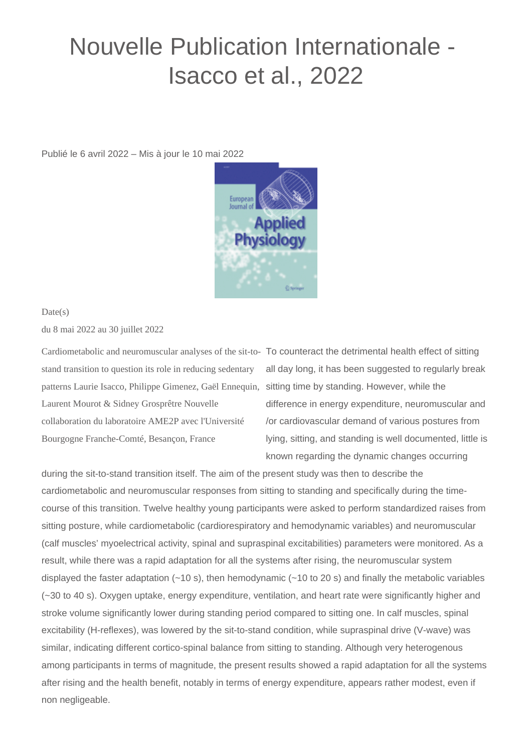# Nouvelle Publication Internationale - Isacco et al., 2022

Publié le 6 avril 2022 – Mis à jour le 10 mai 2022

Date(s)

du 8 mai 2022 au 30 juillet 2022

Cardiometabolic and neuromuscular analyses of the sit-to-stand transition to question its role in reducing sedentary patterns Laurie Isacco, Philippe Gimenez, Gaël Ennequin, Laurent Mourot & Sidney Grosprêtre Nouvelle collaboration du laboratoire AME2P avec l'Université Bourgogne Franche-Comté, Besançon, France

To counteract the detrimental health effect of sitting all day long, it has been suggested to regularly break sitting time by standing. However, while the difference in energy expenditure, neuromuscular and /or cardiovascular demand of various postures from lying, sitting, and standing is well documented, little is known regarding the dynamic changes occurring during the sit-to-stand transition itself. The aim of the present study was then to describe the cardiometabolic and neuromuscular responses from sitting to standing and specifically during the time-course of this transition. Twelve healthy young participants were asked to perform standardized raises from sitting posture, while cardiometabolic (cardiorespiratory and hemodynamic variables) and neuromuscular (calf muscles' myoelectrical activity, spinal and supraspinal excitabilities) parameters were monitored. As a result, while there was a rapid adaptation for all the systems after rising, the neuromuscular system displayed the faster adaptation (~10 s), then hemodynamic (~10 to 20 s) and finally the metabolic variables (~30 to 40 s). Oxygen uptake, energy expenditure, ventilation, and heart rate were significantly higher and stroke volume significantly lower during standing period compared to sitting one. In calf muscles, spinal excitability (H-reflexes), was lowered by the sit-to-stand condition, while supraspinal drive (V-wave) was similar, indicating different cortico-spinal balance from sitting to standing. Although very heterogenous among participants in terms of magnitude, the present results showed a rapid adaptation for all the systems after rising and the health benefit, notably in terms of energy expenditure, appears rather modest, even if non negligeable.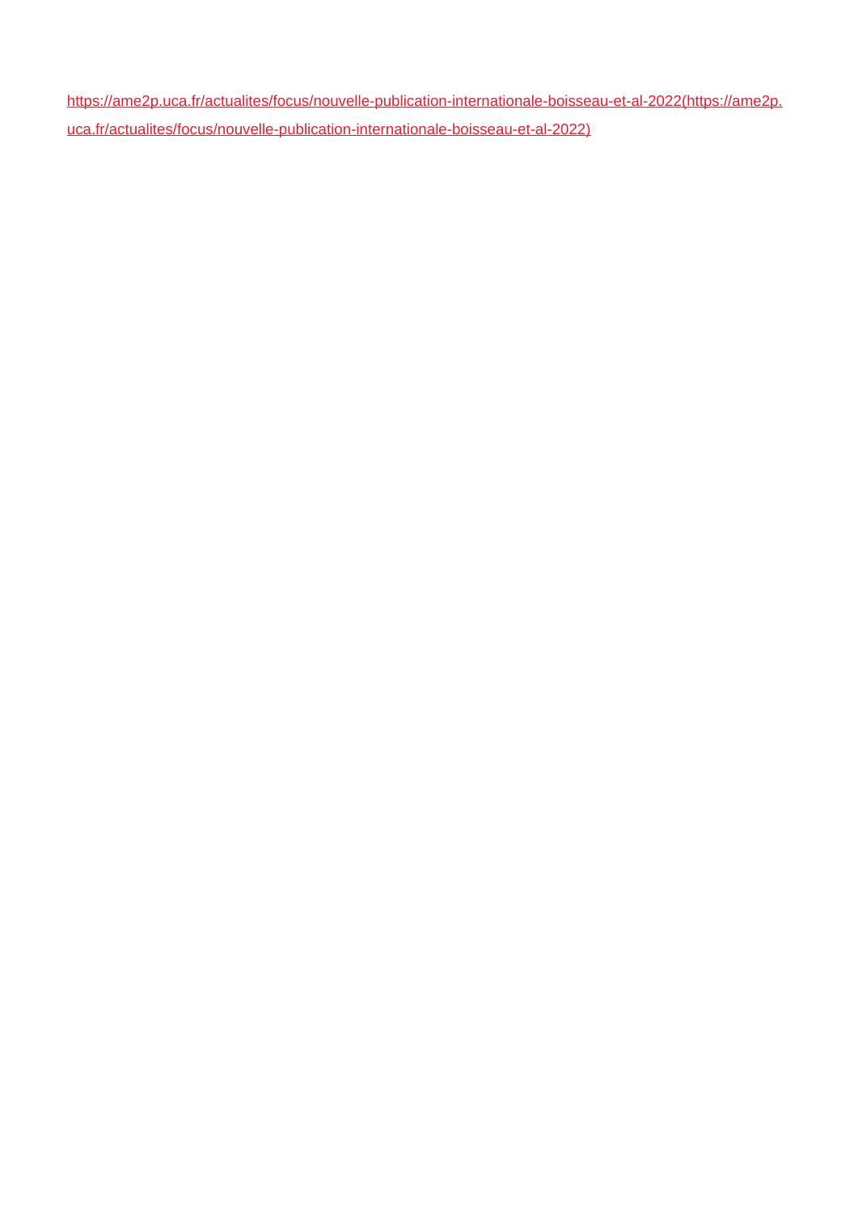https://ame2p.uca.fr/actualites/focus/nouvelle-publication-internationale-boisseau-et-al-2022(https://ame2p.uca.fr/actualites/focus/nouvelle-publication-internationale-boisseau-et-al-2022)